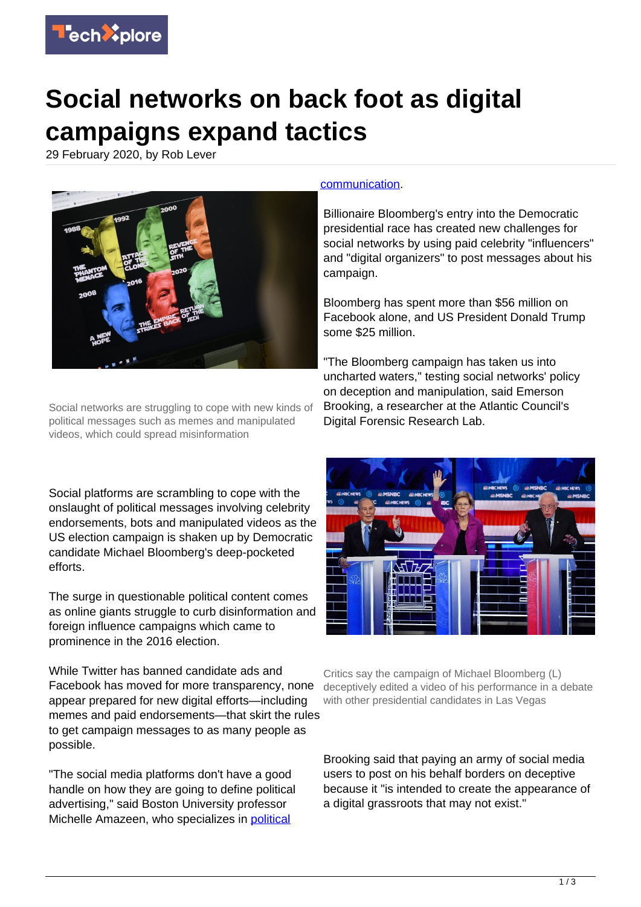# Social networks on back foot as digital campaigns expand tactics

29 February 2020, by Rob Lever

Social networks are struggling to cope with new kinds of political messages such as memes and manipulated videos, which could spread misinformation

Social platforms are scrambling to cope with the onslaught of political messages involving celebrity endorsements, bots and manipulated videos as the US election campaign is shaken up by Democratic candidate Michael Bloomberg's deep-pocketed efforts.

The surge in questionable political content comes as online giants struggle to curb disinformation and foreign influence campaigns which came to prominence in the 2016 election.

While Twitter has banned candidate ads and Facebook has moved for more transparency, none appear prepared for new digital efforts—including memes and paid endorsements—that skirt the rules to get campaign messages to as many people as possible.

"The social media platforms don't have a good handle on how they are going to define political advertising," said Boston University professor Michelle Amazeen, who specializes in political communication.

Billionaire Bloomberg's entry into the Democratic presidential race has created new challenges for social networks by using paid celebrity "influencers" and "digital organizers" to post messages about his campaign.

Bloomberg has spent more than $56 million on Facebook alone, and US President Donald Trump some $25 million.

"The Bloomberg campaign has taken us into uncharted waters," testing social networks' policy on deception and manipulation, said Emerson Brooking, a researcher at the Atlantic Council's Digital Forensic Research Lab.

Critics say the campaign of Michael Bloomberg (L) deceptively edited a video of his performance in a debate with other presidential candidates in Las Vegas

Brooking said that paying an army of social media users to post on his behalf borders on deceptive because it "is intended to create the appearance of a digital grassroots that may not exist."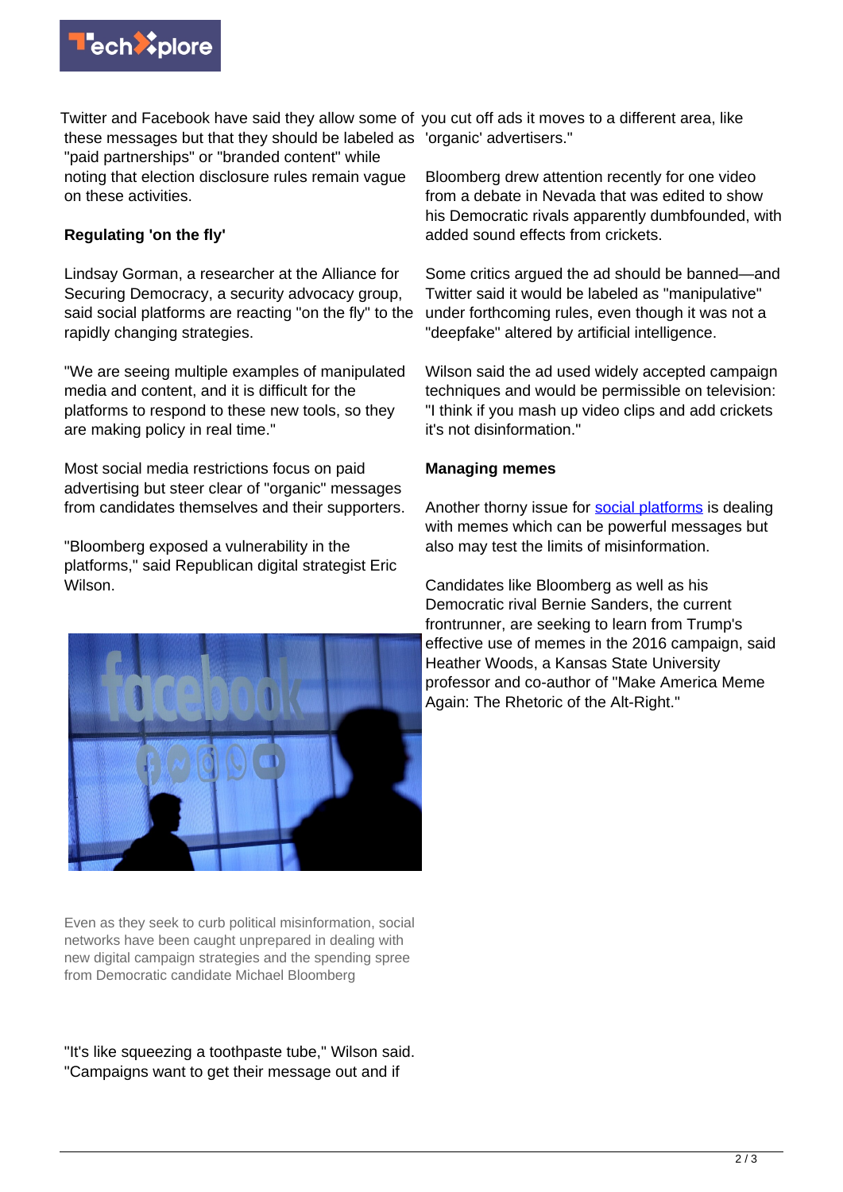Twitter and Facebook have said they allow some of these messages but that they should be labeled as "paid partnerships" or "branded content" while noting that election disclosure rules remain vague on these activities.

## Regulating 'on the fly'

Lindsay Gorman, a researcher at the Alliance for Securing Democracy, a security advocacy group, said social platforms are reacting "on the fly" to the rapidly changing strategies.

"We are seeing multiple examples of manipulated media and content, and it is difficult for the platforms to respond to these new tools, so they are making policy in real time."

Most social media restrictions focus on paid advertising but steer clear of "organic" messages from candidates themselves and their supporters.

"Bloomberg exposed a vulnerability in the platforms," said Republican digital strategist Eric Wilson.

Even as they seek to curb political misinformation, social networks have been caught unprepared in dealing with new digital campaign strategies and the spending spree from Democratic candidate Michael Bloomberg

"It's like squeezing a toothpaste tube," Wilson said. "Campaigns want to get their message out and if you cut off ads it moves to a different area, like 'organic' advertisers."

Bloomberg drew attention recently for one video from a debate in Nevada that was edited to show his Democratic rivals apparently dumbfounded, with added sound effects from crickets.

Some critics argued the ad should be banned—and Twitter said it would be labeled as "manipulative" under forthcoming rules, even though it was not a "deepfake" altered by artificial intelligence.

Wilson said the ad used widely accepted campaign techniques and would be permissible on television: "I think if you mash up video clips and add crickets it's not disinformation."

## Managing memes

Another thorny issue for social platforms is dealing with memes which can be powerful messages but also may test the limits of misinformation.

Candidates like Bloomberg as well as his Democratic rival Bernie Sanders, the current frontrunner, are seeking to learn from Trump's effective use of memes in the 2016 campaign, said Heather Woods, a Kansas State University professor and co-author of "Make America Meme Again: The Rhetoric of the Alt-Right."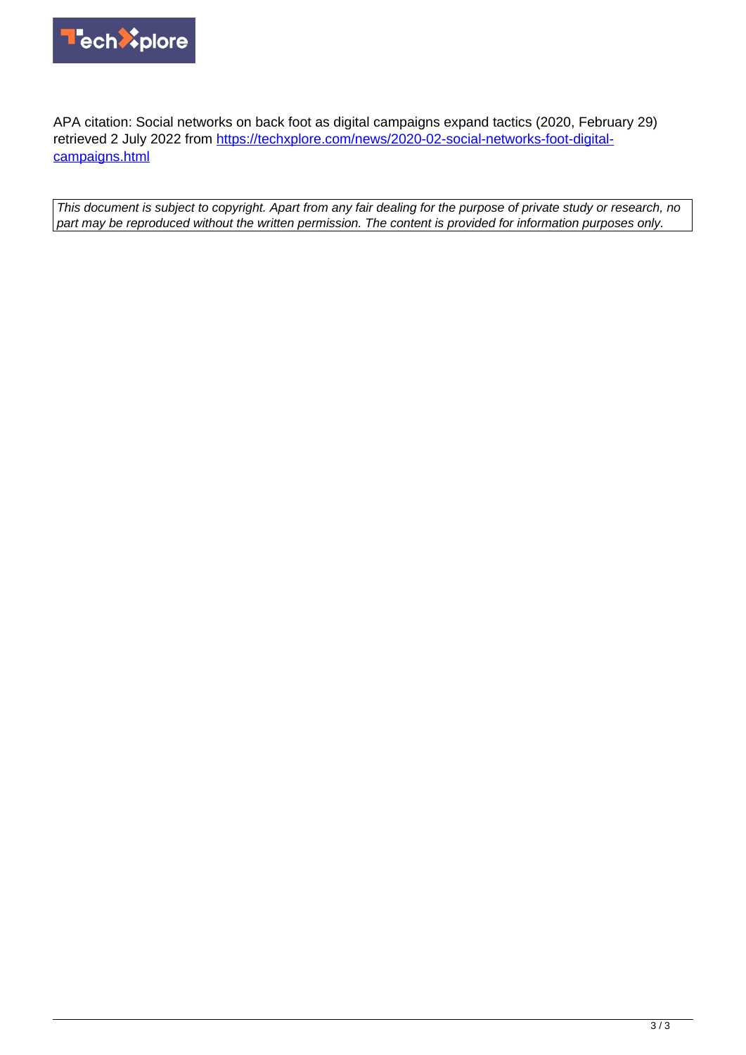APA citation: Social networks on back foot as digital campaigns expand tactics (2020, February 29) retrieved 2 July 2022 from https://techxplore.com/news/2020-02-social-networks-foot-digital-campaigns.html

*This document is subject to copyright. Apart from any fair dealing for the purpose of private study or research, no part may be reproduced without the written permission. The content is provided for information purposes only.*